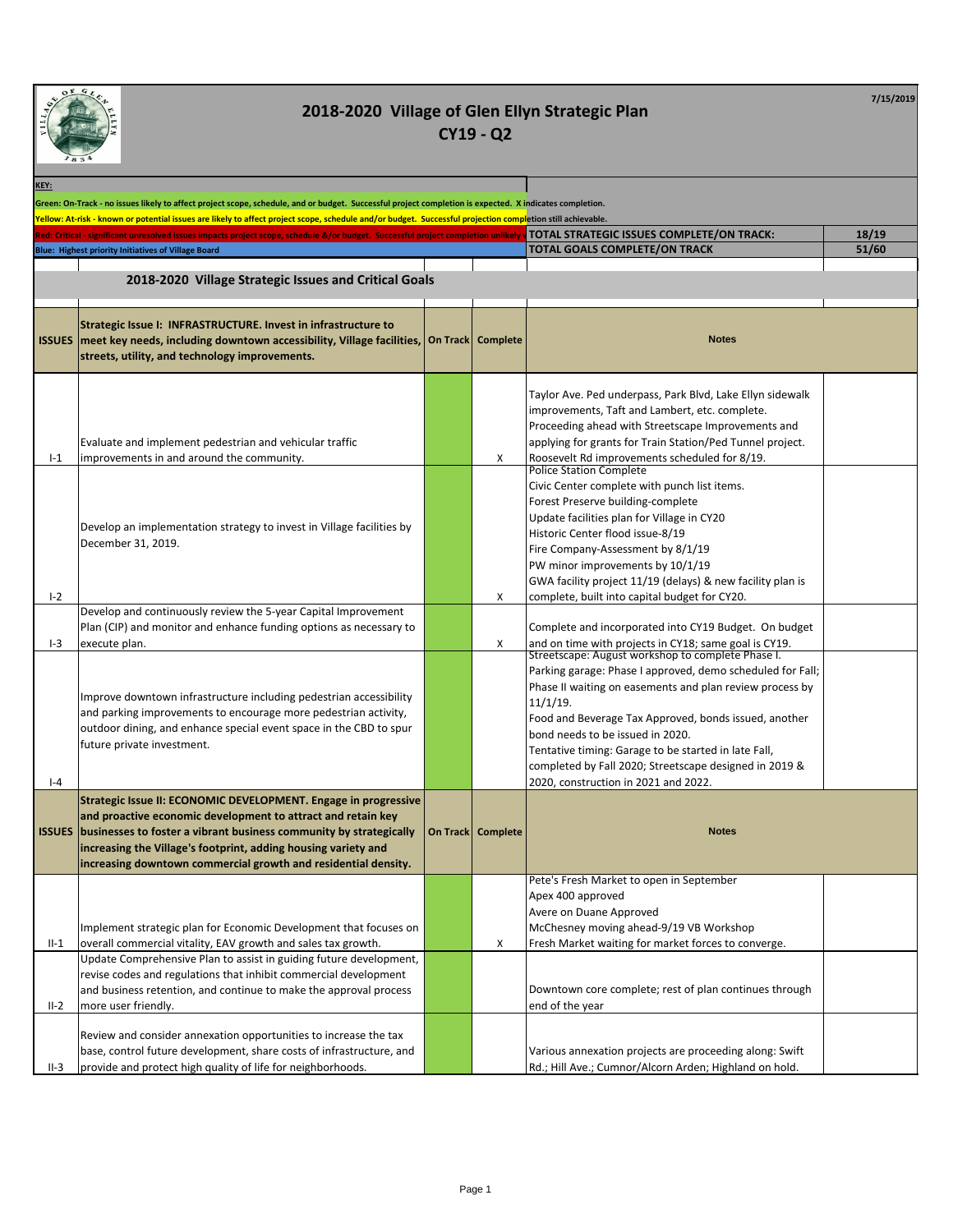# 2018-2020 Village of Glen Ellyn Strategic Plan
## CY19 - Q2

7/15/2019

**KEY:**

Green: On-Track - no issues likely to affect project scope, schedule, and or budget. Successful project completion is expected. X indicates completion.

Yellow: At-risk - known or potential issues are likely to affect project scope, schedule and/or budget. Successful projection completion still achievable.

Red: Critical - significant unresolved issues impacts project scope, schedule &/or budget. Successful project completion unlikely

Blue: Highest priority Initiatives of Village Board

| | |
|---|---|
| **TOTAL STRATEGIC ISSUES COMPLETE/ON TRACK:** | **18/19** |
| **TOTAL GOALS COMPLETE/ON TRACK** | **51/60** |

## 2018-2020 Village Strategic Issues and Critical Goals

| ISSUES | Strategic Issue I: INFRASTRUCTURE. Invest in infrastructure to meet key needs, including downtown accessibility, Village facilities, streets, utility, and technology improvements. | On Track | Complete | Notes | |
|---|---|---|---|---|---|
| I-1 | Evaluate and implement pedestrian and vehicular traffic improvements in and around the community. | | X | Taylor Ave. Ped underpass, Park Blvd, Lake Ellyn sidewalk improvements, Taft and Lambert, etc. complete. Proceeding ahead with Streetscape Improvements and applying for grants for Train Station/Ped Tunnel project. Roosevelt Rd improvements scheduled for 8/19. | |
| I-2 | Develop an implementation strategy to invest in Village facilities by December 31, 2019. | | X | Police Station Complete<br>Civic Center complete with punch list items.<br>Forest Preserve building-complete<br>Update facilities plan for Village in CY20<br>Historic Center flood issue-8/19<br>Fire Company-Assessment by 8/1/19<br>PW minor improvements by 10/1/19<br>GWA facility project 11/19 (delays) & new facility plan is complete, built into capital budget for CY20. | |
| I-3 | Develop and continuously review the 5-year Capital Improvement Plan (CIP) and monitor and enhance funding options as necessary to execute plan. | | X | Complete and incorporated into CY19 Budget. On budget and on time with projects in CY18; same goal is CY19. | |
| I-4 | Improve downtown infrastructure including pedestrian accessibility and parking improvements to encourage more pedestrian activity, outdoor dining, and enhance special event space in the CBD to spur future private investment. | | | Streetscape: August workshop to complete Phase I.<br>Parking garage: Phase I approved, demo scheduled for Fall; Phase II waiting on easements and plan review process by 11/1/19.<br>Food and Beverage Tax Approved, bonds issued, another bond needs to be issued in 2020.<br>Tentative timing: Garage to be started in late Fall, completed by Fall 2020; Streetscape designed in 2019 & 2020, construction in 2021 and 2022. | |
| **ISSUES** | **Strategic Issue II: ECONOMIC DEVELOPMENT. Engage in progressive and proactive economic development to attract and retain key businesses to foster a vibrant business community by strategically increasing the Village's footprint, adding housing variety and increasing downtown commercial growth and residential density.** | **On Track** | **Complete** | **Notes** | |
| II-1 | Implement strategic plan for Economic Development that focuses on overall commercial vitality, EAV growth and sales tax growth. | | X | Pete's Fresh Market to open in September<br>Apex 400 approved<br>Avere on Duane Approved<br>McChesney moving ahead-9/19 VB Workshop<br>Fresh Market waiting for market forces to converge. | |
| II-2 | Update Comprehensive Plan to assist in guiding future development, revise codes and regulations that inhibit commercial development and business retention, and continue to make the approval process more user friendly. | | | Downtown core complete; rest of plan continues through end of the year | |
| II-3 | Review and consider annexation opportunities to increase the tax base, control future development, share costs of infrastructure, and provide and protect high quality of life for neighborhoods. | | | Various annexation projects are proceeding along: Swift Rd.; Hill Ave.; Cumnor/Alcorn Arden; Highland on hold. | |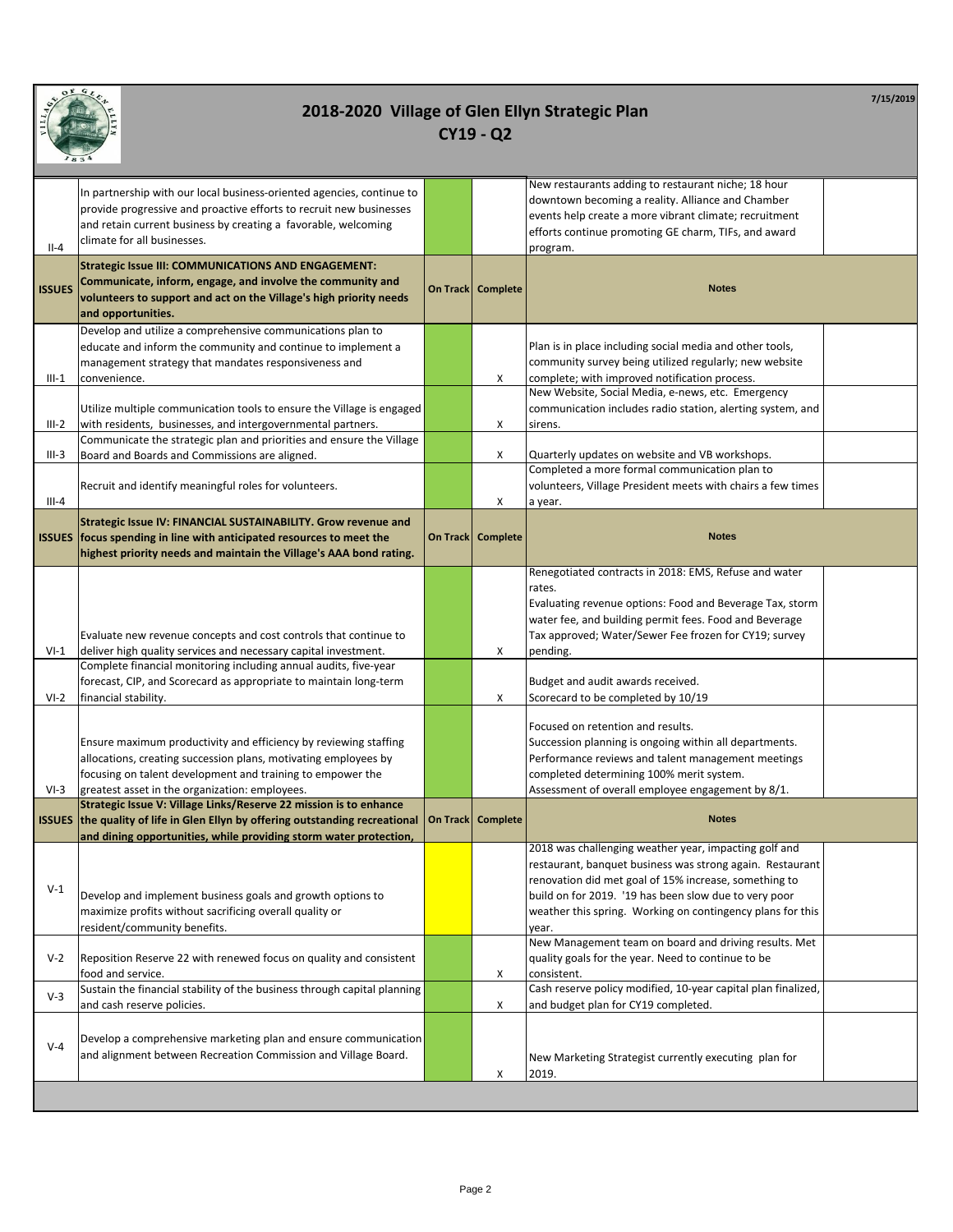# 2018-2020 Village of Glen Ellyn Strategic Plan

## CY19 - Q2

7/15/2019

| | | On Track | Complete | Notes | |
|---|---|---|---|---|---|
| II-4 | In partnership with our local business-oriented agencies, continue to provide progressive and proactive efforts to recruit new businesses and retain current business by creating a favorable, welcoming climate for all businesses. | | | New restaurants adding to restaurant niche; 18 hour downtown becoming a reality. Alliance and Chamber events help create a more vibrant climate; recruitment efforts continue promoting GE charm, TIFs, and award program. | |
| **ISSUES** | **Strategic Issue III: COMMUNICATIONS AND ENGAGEMENT: Communicate, inform, engage, and involve the community and volunteers to support and act on the Village's high priority needs and opportunities.** | **On Track** | **Complete** | **Notes** | |
| III-1 | Develop and utilize a comprehensive communications plan to educate and inform the community and continue to implement a management strategy that mandates responsiveness and convenience. | | X | Plan is in place including social media and other tools, community survey being utilized regularly; new website complete; with improved notification process. | |
| III-2 | Utilize multiple communication tools to ensure the Village is engaged with residents, businesses, and intergovernmental partners. | | X | New Website, Social Media, e-news, etc. Emergency communication includes radio station, alerting system, and sirens. | |
| III-3 | Communicate the strategic plan and priorities and ensure the Village Board and Boards and Commissions are aligned. | | X | Quarterly updates on website and VB workshops. | |
| III-4 | Recruit and identify meaningful roles for volunteers. | | X | Completed a more formal communication plan to volunteers, Village President meets with chairs a few times a year. | |
| **ISSUES** | **Strategic Issue IV: FINANCIAL SUSTAINABILITY. Grow revenue and focus spending in line with anticipated resources to meet the highest priority needs and maintain the Village's AAA bond rating.** | **On Track** | **Complete** | **Notes** | |
| VI-1 | Evaluate new revenue concepts and cost controls that continue to deliver high quality services and necessary capital investment. | | X | Renegotiated contracts in 2018: EMS, Refuse and water rates. Evaluating revenue options: Food and Beverage Tax, storm water fee, and building permit fees. Food and Beverage Tax approved; Water/Sewer Fee frozen for CY19; survey pending. | |
| VI-2 | Complete financial monitoring including annual audits, five-year forecast, CIP, and Scorecard as appropriate to maintain long-term financial stability. | | X | Budget and audit awards received. Scorecard to be completed by 10/19 | |
| VI-3 | Ensure maximum productivity and efficiency by reviewing staffing allocations, creating succession plans, motivating employees by focusing on talent development and training to empower the greatest asset in the organization: employees. | | | Focused on retention and results. Succession planning is ongoing within all departments. Performance reviews and talent management meetings completed determining 100% merit system. Assessment of overall employee engagement by 8/1. | |
| **ISSUES** | **Strategic Issue V: Village Links/Reserve 22 mission is to enhance the quality of life in Glen Ellyn by offering outstanding recreational and dining opportunities, while providing storm water protection,** | **On Track** | **Complete** | **Notes** | |
| V-1 | Develop and implement business goals and growth options to maximize profits without sacrificing overall quality or resident/community benefits. | | | 2018 was challenging weather year, impacting golf and restaurant, banquet business was strong again. Restaurant renovation did met goal of 15% increase, something to build on for 2019. '19 has been slow due to very poor weather this spring. Working on contingency plans for this year. | |
| V-2 | Reposition Reserve 22 with renewed focus on quality and consistent food and service. | | X | New Management team on board and driving results. Met quality goals for the year. Need to continue to be consistent. | |
| V-3 | Sustain the financial stability of the business through capital planning and cash reserve policies. | | X | Cash reserve policy modified, 10-year capital plan finalized, and budget plan for CY19 completed. | |
| V-4 | Develop a comprehensive marketing plan and ensure communication and alignment between Recreation Commission and Village Board. | | X | New Marketing Strategist currently executing plan for 2019. | |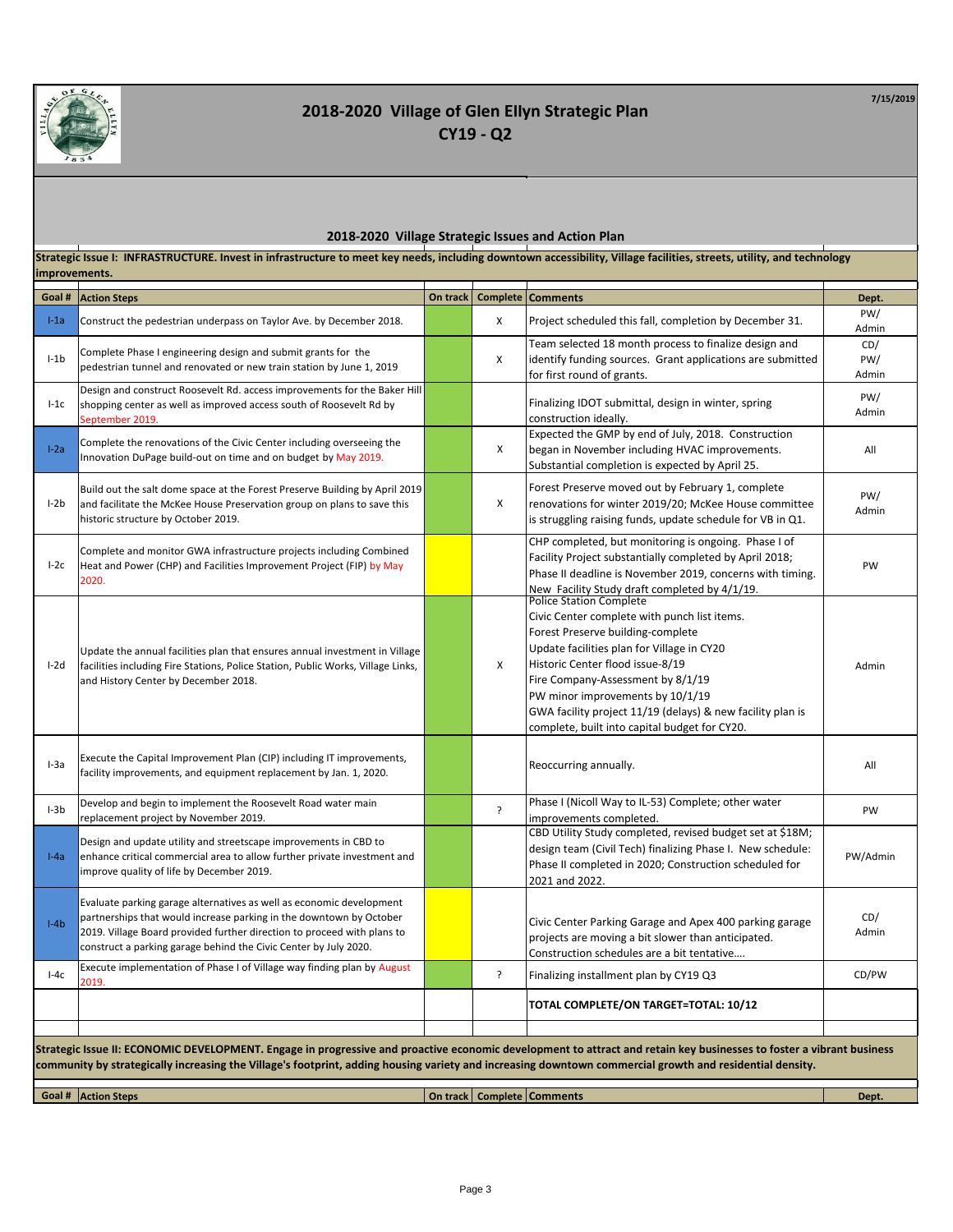# 2018-2020 Village of Glen Ellyn Strategic Plan

## CY19 - Q2

7/15/2019

### 2018-2020 Village Strategic Issues and Action Plan

**Strategic Issue I: INFRASTRUCTURE. Invest in infrastructure to meet key needs, including downtown accessibility, Village facilities, streets, utility, and technology improvements.**

| Goal # | Action Steps | On track | Complete | Comments | Dept. |
|---|---|---|---|---|---|
| I-1a | Construct the pedestrian underpass on Taylor Ave. by December 2018. | | X | Project scheduled this fall, completion by December 31. | PW/ Admin |
| I-1b | Complete Phase I engineering design and submit grants for the pedestrian tunnel and renovated or new train station by June 1, 2019 | | X | Team selected 18 month process to finalize design and identify funding sources. Grant applications are submitted for first round of grants. | CD/ PW/ Admin |
| I-1c | Design and construct Roosevelt Rd. access improvements for the Baker Hill shopping center as well as improved access south of Roosevelt Rd by September 2019. | | | Finalizing IDOT submittal, design in winter, spring construction ideally. | PW/ Admin |
| I-2a | Complete the renovations of the Civic Center including overseeing the Innovation DuPage build-out on time and on budget by May 2019. | | X | Expected the GMP by end of July, 2018. Construction began in November including HVAC improvements. Substantial completion is expected by April 25. | All |
| I-2b | Build out the salt dome space at the Forest Preserve Building by April 2019 and facilitate the McKee House Preservation group on plans to save this historic structure by October 2019. | | X | Forest Preserve moved out by February 1, complete renovations for winter 2019/20; McKee House committee is struggling raising funds, update schedule for VB in Q1. | PW/ Admin |
| I-2c | Complete and monitor GWA infrastructure projects including Combined Heat and Power (CHP) and Facilities Improvement Project (FIP) by May 2020. | | | CHP completed, but monitoring is ongoing. Phase I of Facility Project substantially completed by April 2018; Phase II deadline is November 2019, concerns with timing. | PW |
| I-2d | Update the annual facilities plan that ensures annual investment in Village facilities including Fire Stations, Police Station, Public Works, Village Links, and History Center by December 2018. | | X | New Facility Study draft completed by 4/1/19.<br>Police Station Complete<br>Civic Center complete with punch list items.<br>Forest Preserve building-complete<br>Update facilities plan for Village in CY20<br>Historic Center flood issue-8/19<br>Fire Company-Assessment by 8/1/19<br>PW minor improvements by 10/1/19<br>GWA facility project 11/19 (delays) & new facility plan is complete, built into capital budget for CY20. | Admin |
| I-3a | Execute the Capital Improvement Plan (CIP) including IT improvements, facility improvements, and equipment replacement by Jan. 1, 2020. | | | Reoccurring annually. | All |
| I-3b | Develop and begin to implement the Roosevelt Road water main replacement project by November 2019. | | ? | Phase I (Nicoll Way to IL-53) Complete; other water improvements completed. | PW |
| I-4a | Design and update utility and streetscape improvements in CBD to enhance critical commercial area to allow further private investment and improve quality of life by December 2019. | | | CBD Utility Study completed, revised budget set at $18M; design team (Civil Tech) finalizing Phase I. New schedule: Phase II completed in 2020; Construction scheduled for 2021 and 2022. | PW/Admin |
| I-4b | Evaluate parking garage alternatives as well as economic development partnerships that would increase parking in the downtown by October 2019. Village Board provided further direction to proceed with plans to construct a parking garage behind the Civic Center by July 2020. | | | Civic Center Parking Garage and Apex 400 parking garage projects are moving a bit slower than anticipated. Construction schedules are a bit tentative.... | CD/ Admin |
| I-4c | Execute implementation of Phase I of Village way finding plan by August 2019. | | ? | Finalizing installment plan by CY19 Q3 | CD/PW |
| | | | | **TOTAL COMPLETE/ON TARGET=TOTAL: 10/12** | |

**Strategic Issue II: ECONOMIC DEVELOPMENT. Engage in progressive and proactive economic development to attract and retain key businesses to foster a vibrant business community by strategically increasing the Village's footprint, adding housing variety and increasing downtown commercial growth and residential density.**

| Goal # | Action Steps | On track | Complete | Comments | Dept. |
|---|---|---|---|---|---|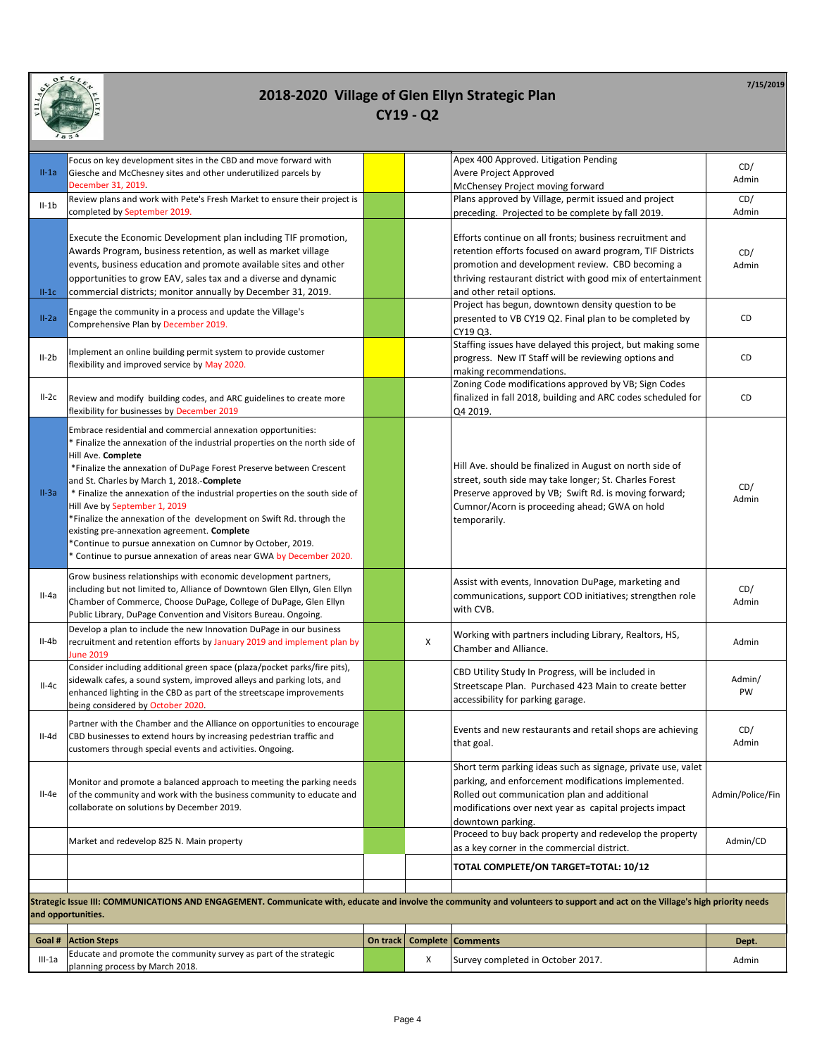# 2018-2020 Village of Glen Ellyn Strategic Plan

## CY19 - Q2

7/15/2019

| Goal # | Action Steps | On track | Complete | Comments | Dept. |
|---|---|---|---|---|---|
| II-1a | Focus on key development sites in the CBD and move forward with Giesche and McChesney sites and other underutilized parcels by December 31, 2019. | | | Apex 400 Approved. Litigation Pending<br>Avere Project Approved<br>McChensey Project moving forward | CD/ Admin |
| II-1b | Review plans and work with Pete's Fresh Market to ensure their project is completed by September 2019. | | | Plans approved by Village, permit issued and project preceding. Projected to be complete by fall 2019. | CD/ Admin |
| II-1c | Execute the Economic Development plan including TIF promotion, Awards Program, business retention, as well as market village events, business education and promote available sites and other opportunities to grow EAV, sales tax and a diverse and dynamic commercial districts; monitor annually by December 31, 2019. | | | Efforts continue on all fronts; business recruitment and retention efforts focused on award program, TIF Districts promotion and development review. CBD becoming a thriving retail district with good mix of entertainment and other retail options. | CD/ Admin |
| II-2a | Engage the community in a process and update the Village's Comprehensive Plan by December 2019. | | | Project has begun, downtown density question to be presented to VB CY19 Q2. Final plan to be completed by CY19 Q3. | CD |
| II-2b | Implement an online building permit system to provide customer flexibility and improved service by May 2020. | | | Staffing issues have delayed this project, but making some progress. New IT Staff will be reviewing options and making recommendations. | CD |
| II-2c | Review and modify building codes, and ARC guidelines to create more flexibility for businesses by December 2019 | | | Zoning Code modifications approved by VB; Sign Codes finalized in fall 2018, building and ARC codes scheduled for Q4 2019. | CD |
| II-3a | Embrace residential and commercial annexation opportunities:<br>* Finalize the annexation of the industrial properties on the north side of Hill Ave. **Complete**<br>*Finalize the annexation of DuPage Forest Preserve between Crescent and St. Charles by March 1, 2018.-**Complete**<br>* Finalize the annexation of the industrial properties on the south side of Hill Ave by September 1, 2019<br>*Finalize the annexation of the development on Swift Rd. through the existing pre-annexation agreement. **Complete**<br>*Continue to pursue annexation on Cumnor by October, 2019.<br>* Continue to pursue annexation of areas near GWA by December 2020. | | | Hill Ave. should be finalized in August on north side of street, south side may take longer; St. Charles Forest Preserve approved by VB; Swift Rd. is moving forward; Cumnor/Acorn is proceeding ahead; GWA on hold temporarily. | CD/ Admin |
| II-4a | Grow business relationships with economic development partners, including but not limited to, Alliance of Downtown Glen Ellyn, Glen Ellyn Chamber of Commerce, Choose DuPage, College of DuPage, Glen Ellyn Public Library, DuPage Convention and Visitors Bureau. Ongoing. | | | Assist with events, Innovation DuPage, marketing and communications, support COD initiatives; strengthen role with CVB. | CD/ Admin |
| II-4b | Develop a plan to include the new Innovation DuPage in our business recruitment and retention efforts by January 2019 and implement plan by June 2019 | | X | Working with partners including Library, Realtors, HS, Chamber and Alliance. | Admin |
| II-4c | Consider including additional green space (plaza/pocket parks/fire pits), sidewalk cafes, a sound system, improved alleys and parking lots, and enhanced lighting in the CBD as part of the streetscape improvements being considered by October 2020. | | | CBD Utility Study In Progress, will be included in Streetscape Plan. Purchased 423 Main to create better accessibility for parking garage. | Admin/ PW |
| II-4d | Partner with the Chamber and the Alliance on opportunities to encourage CBD businesses to extend hours by increasing pedestrian traffic and customers through special events and activities. Ongoing. | | | Events and new restaurants and retail shops are achieving that goal. | CD/ Admin |
| II-4e | Monitor and promote a balanced approach to meeting the parking needs of the community and work with the business community to educate and collaborate on solutions by December 2019. | | | Short term parking ideas such as signage, private use, valet parking, and enforcement modifications implemented. Rolled out communication plan and additional modifications over next year as capital projects impact downtown parking. | Admin/Police/Fin |
| | Market and redevelop 825 N. Main property | | | Proceed to buy back property and redevelop the property as a key corner in the commercial district. | Admin/CD |
| | | | | **TOTAL COMPLETE/ON TARGET=TOTAL: 10/12** | |

**Strategic Issue III: COMMUNICATIONS AND ENGAGEMENT. Communicate with, educate and involve the community and volunteers to support and act on the Village's high priority needs and opportunities.**

| Goal # | Action Steps | On track | Complete | Comments | Dept. |
|---|---|---|---|---|---|
| III-1a | Educate and promote the community survey as part of the strategic planning process by March 2018. | | X | Survey completed in October 2017. | Admin |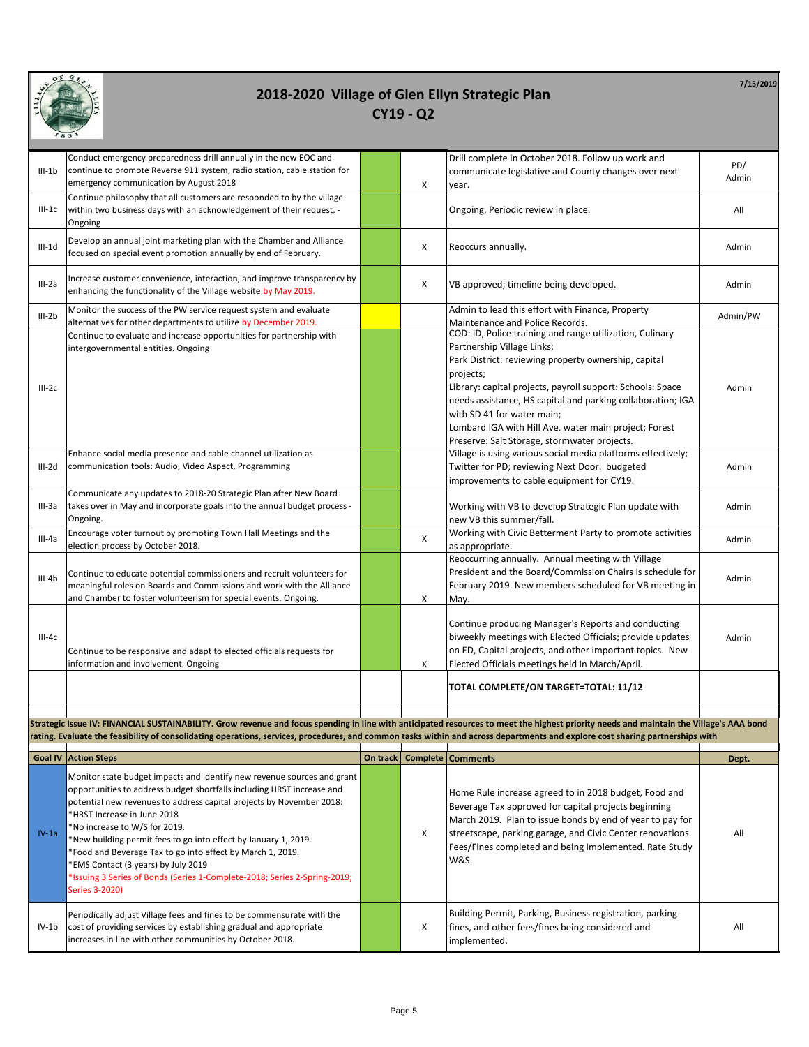# 2018-2020 Village of Glen Ellyn Strategic Plan

## CY19 - Q2

7/15/2019

| | | | | | |
|---|---|---|---|---|---|
| III-1b | Conduct emergency preparedness drill annually in the new EOC and continue to promote Reverse 911 system, radio station, cable station for emergency communication by August 2018 | | X | Drill complete in October 2018. Follow up work and communicate legislative and County changes over next year. | PD/ Admin |
| III-1c | Continue philosophy that all customers are responded to by the village within two business days with an acknowledgement of their request. - Ongoing | | | Ongoing. Periodic review in place. | All |
| III-1d | Develop an annual joint marketing plan with the Chamber and Alliance focused on special event promotion annually by end of February. | | X | Reoccurs annually. | Admin |
| III-2a | Increase customer convenience, interaction, and improve transparency by enhancing the functionality of the Village website by May 2019. | | X | VB approved; timeline being developed. | Admin |
| III-2b | Monitor the success of the PW service request system and evaluate alternatives for other departments to utilize by December 2019. | | | Admin to lead this effort with Finance, Property Maintenance and Police Records. | Admin/PW |
| III-2c | Continue to evaluate and increase opportunities for partnership with intergovernmental entities. Ongoing | | | COD: ID, Police training and range utilization, Culinary Partnership Village Links; Park District: reviewing property ownership, capital projects; Library: capital projects, payroll support: Schools: Space needs assistance, HS capital and parking collaboration; IGA with SD 41 for water main; Lombard IGA with Hill Ave. water main project; Forest Preserve: Salt Storage, stormwater projects. | Admin |
| III-2d | Enhance social media presence and cable channel utilization as communication tools: Audio, Video Aspect, Programming | | | Village is using various social media platforms effectively; Twitter for PD; reviewing Next Door. budgeted improvements to cable equipment for CY19. | Admin |
| III-3a | Communicate any updates to 2018-20 Strategic Plan after New Board takes over in May and incorporate goals into the annual budget process - Ongoing. | | | Working with VB to develop Strategic Plan update with new VB this summer/fall. | Admin |
| III-4a | Encourage voter turnout by promoting Town Hall Meetings and the election process by October 2018. | | X | Working with Civic Betterment Party to promote activities as appropriate. | Admin |
| III-4b | Continue to educate potential commissioners and recruit volunteers for meaningful roles on Boards and Commissions and work with the Alliance and Chamber to foster volunteerism for special events. Ongoing. | | X | Reoccurring annually. Annual meeting with Village President and the Board/Commission Chairs is schedule for February 2019. New members scheduled for VB meeting in May. | Admin |
| III-4c | Continue to be responsive and adapt to elected officials requests for information and involvement. Ongoing | | X | Continue producing Manager's Reports and conducting biweekly meetings with Elected Officials; provide updates on ED, Capital projects, and other important topics. New Elected Officials meetings held in March/April. | Admin |
| | | | | **TOTAL COMPLETE/ON TARGET=TOTAL: 11/12** | |

**Strategic Issue IV: FINANCIAL SUSTAINABILITY. Grow revenue and focus spending in line with anticipated resources to meet the highest priority needs and maintain the Village's AAA bond rating. Evaluate the feasibility of consolidating operations, services, procedures, and common tasks within and across departments and explore cost sharing partnerships with**

| Goal IV | Action Steps | On track | Complete | Comments | Dept. |
|---|---|---|---|---|---|
| IV-1a | Monitor state budget impacts and identify new revenue sources and grant opportunities to address budget shortfalls including HRST increase and potential new revenues to address capital projects by November 2018: *HRST Increase in June 2018 *No increase to W/S for 2019. *New building permit fees to go into effect by January 1, 2019. *Food and Beverage Tax to go into effect by March 1, 2019. *EMS Contact (3 years) by July 2019 *Issuing 3 Series of Bonds (Series 1-Complete-2018; Series 2-Spring-2019; Series 3-2020) | | X | Home Rule increase agreed to in 2018 budget, Food and Beverage Tax approved for capital projects beginning March 2019. Plan to issue bonds by end of year to pay for streetscape, parking garage, and Civic Center renovations. Fees/Fines completed and being implemented. Rate Study W&S. | All |
| IV-1b | Periodically adjust Village fees and fines to be commensurate with the cost of providing services by establishing gradual and appropriate increases in line with other communities by October 2018. | | X | Building Permit, Parking, Business registration, parking fines, and other fees/fines being considered and implemented. | All |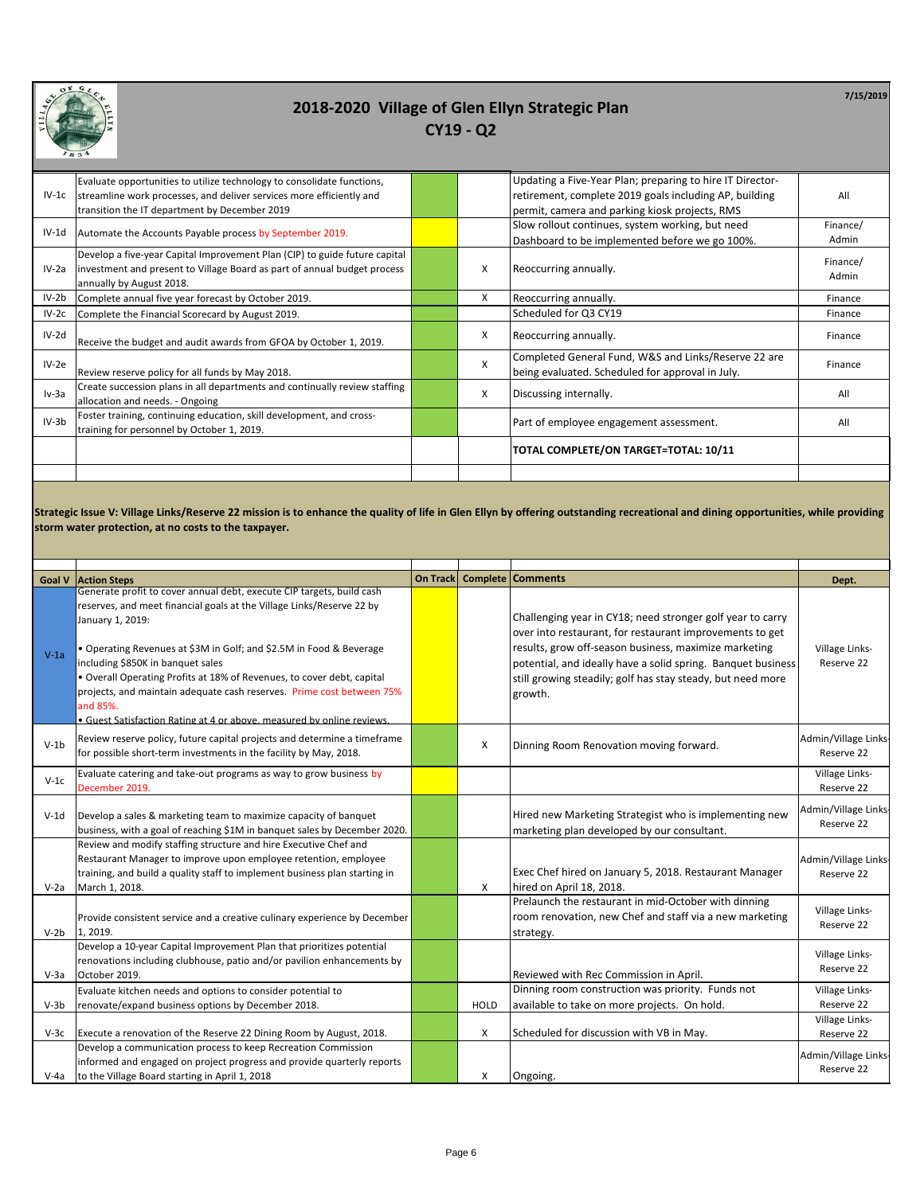# 2018-2020 Village of Glen Ellyn Strategic Plan

## CY19 - Q2

7/15/2019

| | | On Track | Complete | Comments | Dept. |
|---|---|---|---|---|---|
| IV-1c | Evaluate opportunities to utilize technology to consolidate functions, streamline work processes, and deliver services more efficiently and transition the IT department by December 2019 | | | Updating a Five-Year Plan; preparing to hire IT Director-retirement, complete 2019 goals including AP, building permit, camera and parking kiosk projects, RMS | All |
| IV-1d | Automate the Accounts Payable process by September 2019. | | | Slow rollout continues, system working, but need Dashboard to be implemented before we go 100%. | Finance/ Admin |
| IV-2a | Develop a five-year Capital Improvement Plan (CIP) to guide future capital investment and present to Village Board as part of annual budget process annually by August 2018. | | X | Reoccurring annually. | Finance/ Admin |
| IV-2b | Complete annual five year forecast by October 2019. | | X | Reoccurring annually. | Finance |
| IV-2c | Complete the Financial Scorecard by August 2019. | | | Scheduled for Q3 CY19 | Finance |
| IV-2d | Receive the budget and audit awards from GFOA by October 1, 2019. | | X | Reoccurring annually. | Finance |
| IV-2e | Review reserve policy for all funds by May 2018. | | X | Completed General Fund, W&S and Links/Reserve 22 are being evaluated. Scheduled for approval in July. | Finance |
| Iv-3a | Create succession plans in all departments and continually review staffing allocation and needs. - Ongoing | | X | Discussing internally. | All |
| IV-3b | Foster training, continuing education, skill development, and cross-training for personnel by October 1, 2019. | | | Part of employee engagement assessment. | All |
| | | | | **TOTAL COMPLETE/ON TARGET=TOTAL: 10/11** | |

**Strategic Issue V: Village Links/Reserve 22 mission is to enhance the quality of life in Glen Ellyn by offering outstanding recreational and dining opportunities, while providing storm water protection, at no costs to the taxpayer.**

| Goal V | Action Steps | On Track | Complete | Comments | Dept. |
|---|---|---|---|---|---|
| V-1a | Generate profit to cover annual debt, execute CIP targets, build cash reserves, and meet financial goals at the Village Links/Reserve 22 by January 1, 2019:<br><br>• Operating Revenues at $3M in Golf; and $2.5M in Food & Beverage including $850K in banquet sales<br>• Overall Operating Profits at 18% of Revenues, to cover debt, capital projects, and maintain adequate cash reserves. Prime cost between 75% and 85%.<br>• Guest Satisfaction Rating at 4 or above, measured by online reviews. | | | Challenging year in CY18; need stronger golf year to carry over into restaurant, for restaurant improvements to get results, grow off-season business, maximize marketing potential, and ideally have a solid spring. Banquet business still growing steadily; golf has stay steady, but need more growth. | Village Links-Reserve 22 |
| V-1b | Review reserve policy, future capital projects and determine a timeframe for possible short-term investments in the facility by May, 2018. | | X | Dinning Room Renovation moving forward. | Admin/Village Links-Reserve 22 |
| V-1c | Evaluate catering and take-out programs as way to grow business by December 2019. | | | | Village Links-Reserve 22 |
| V-1d | Develop a sales & marketing team to maximize capacity of banquet business, with a goal of reaching $1M in banquet sales by December 2020. | | | Hired new Marketing Strategist who is implementing new marketing plan developed by our consultant. | Admin/Village Links-Reserve 22 |
| V-2a | Review and modify staffing structure and hire Executive Chef and Restaurant Manager to improve upon employee retention, employee training, and build a quality staff to implement business plan starting in March 1, 2018. | | X | Exec Chef hired on January 5, 2018. Restaurant Manager hired on April 18, 2018. | Admin/Village Links-Reserve 22 |
| V-2b | Provide consistent service and a creative culinary experience by December 1, 2019. | | | Prelaunch the restaurant in mid-October with dinning room renovation, new Chef and staff via a new marketing strategy. | Village Links-Reserve 22 |
| V-3a | Develop a 10-year Capital Improvement Plan that prioritizes potential renovations including clubhouse, patio and/or pavilion enhancements by October 2019. | | | Reviewed with Rec Commission in April. | Village Links-Reserve 22 |
| V-3b | Evaluate kitchen needs and options to consider potential to renovate/expand business options by December 2018. | | HOLD | Dinning room construction was priority. Funds not available to take on more projects. On hold. | Village Links-Reserve 22 |
| V-3c | Execute a renovation of the Reserve 22 Dining Room by August, 2018. | | X | Scheduled for discussion with VB in May. | Village Links-Reserve 22 |
| V-4a | Develop a communication process to keep Recreation Commission informed and engaged on project progress and provide quarterly reports to the Village Board starting in April 1, 2018 | | X | Ongoing. | Admin/Village Links-Reserve 22 |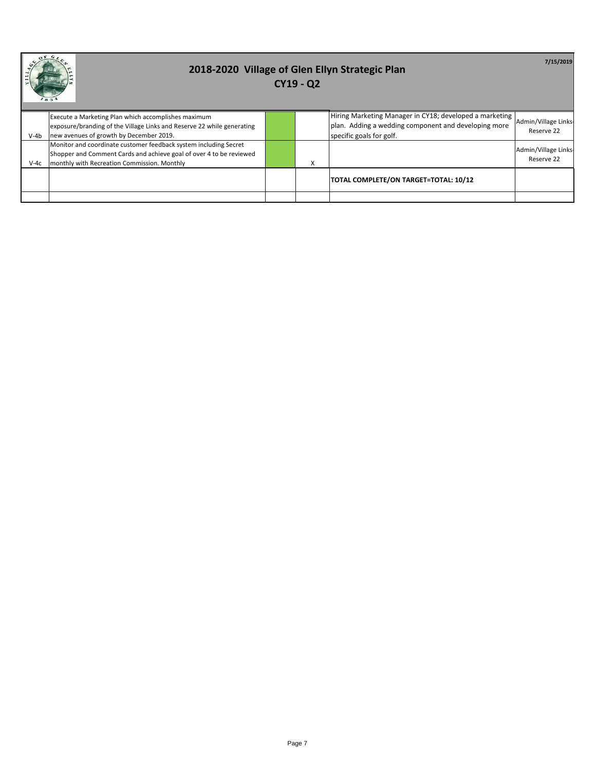# 2018-2020 Village of Glen Ellyn Strategic Plan

## CY19 - Q2

7/15/2019

| | | | | | |
|---|---|---|---|---|---|
| V-4b | Execute a Marketing Plan which accomplishes maximum exposure/branding of the Village Links and Reserve 22 while generating new avenues of growth by December 2019. | | | Hiring Marketing Manager in CY18; developed a marketing plan. Adding a wedding component and developing more specific goals for golf. | Admin/Village Links-Reserve 22 |
| V-4c | Monitor and coordinate customer feedback system including Secret Shopper and Comment Cards and achieve goal of over 4 to be reviewed monthly with Recreation Commission. Monthly | | X | | Admin/Village Links-Reserve 22 |
| | | | | **TOTAL COMPLETE/ON TARGET=TOTAL: 10/12** | |
| | | | | | |